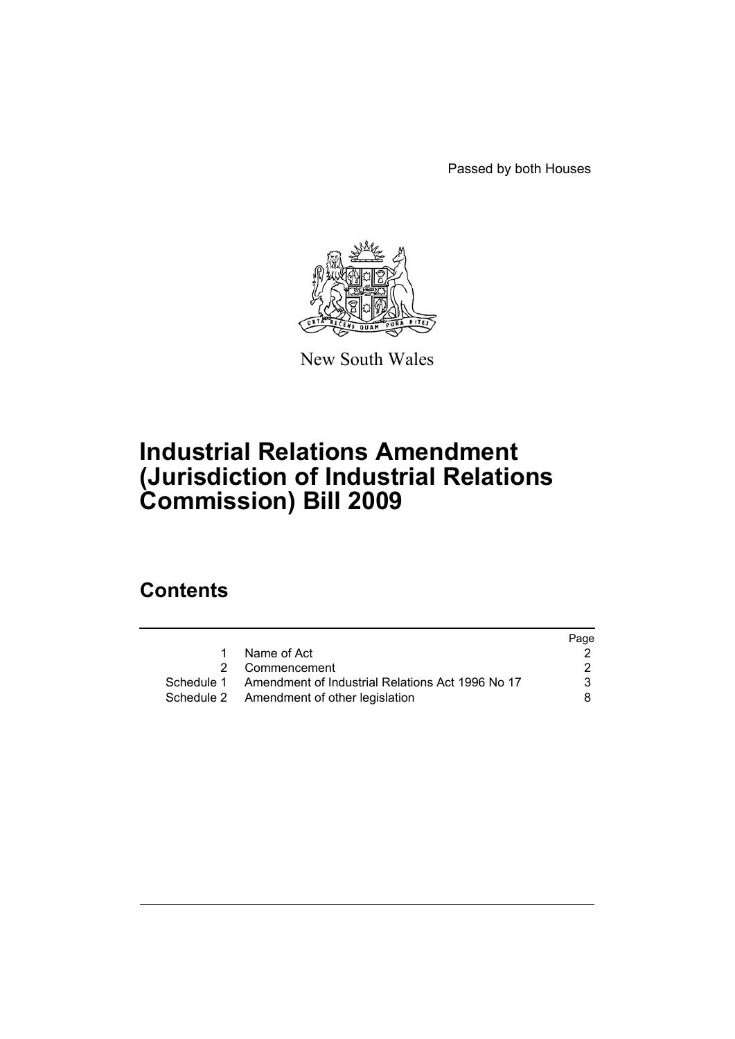Passed by both Houses

New South Wales

# Industrial Relations Amendment (Jurisdiction of Industrial Relations Commission) Bill 2009

## Contents

| | | Page |
|---|---|---|
| 1 | Name of Act | 2 |
| 2 | Commencement | 2 |
| Schedule 1 | Amendment of Industrial Relations Act 1996 No 17 | 3 |
| Schedule 2 | Amendment of other legislation | 8 |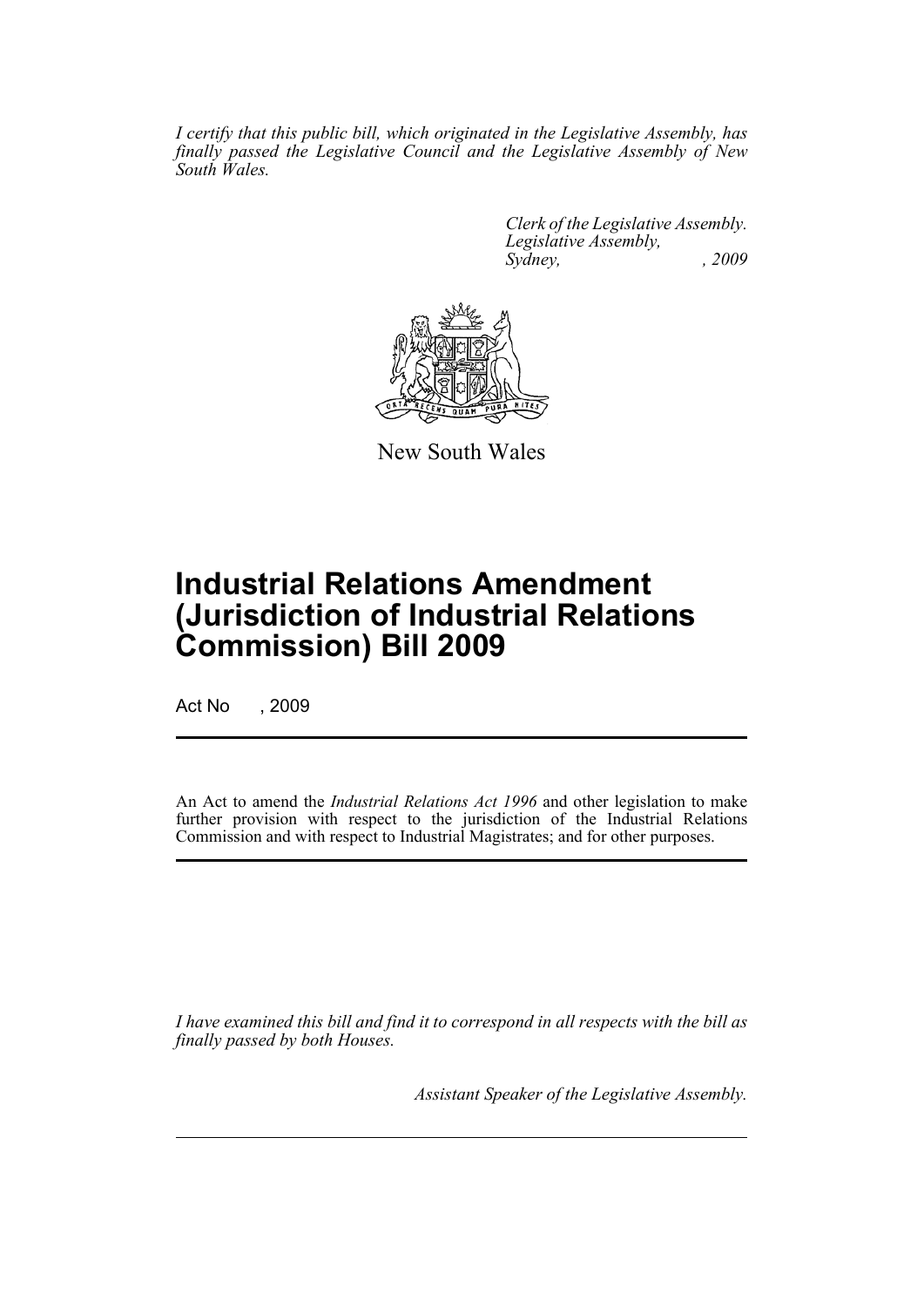*I certify that this public bill, which originated in the Legislative Assembly, has finally passed the Legislative Council and the Legislative Assembly of New South Wales.*

*Clerk of the Legislative Assembly.*
*Legislative Assembly,*
*Sydney, , 2009*

New South Wales

# Industrial Relations Amendment (Jurisdiction of Industrial Relations Commission) Bill 2009

Act No , 2009

An Act to amend the *Industrial Relations Act 1996* and other legislation to make further provision with respect to the jurisdiction of the Industrial Relations Commission and with respect to Industrial Magistrates; and for other purposes.

*I have examined this bill and find it to correspond in all respects with the bill as finally passed by both Houses.*

*Assistant Speaker of the Legislative Assembly.*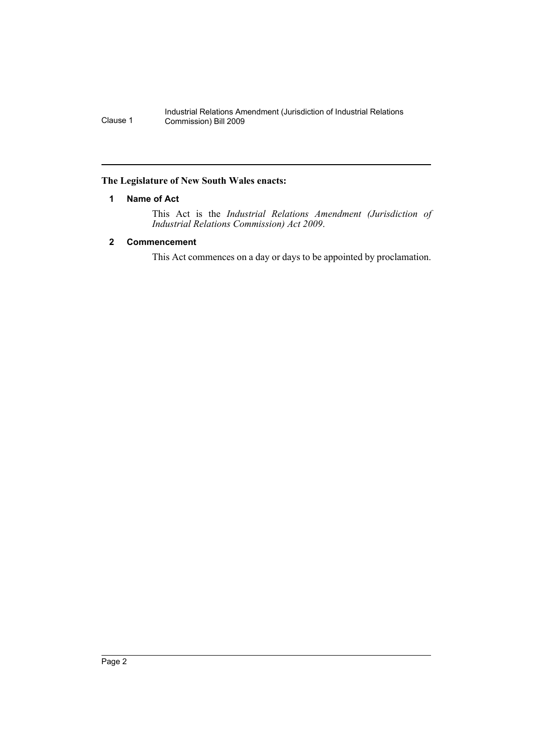**The Legislature of New South Wales enacts:**

## 1 Name of Act

This Act is the *Industrial Relations Amendment (Jurisdiction of Industrial Relations Commission) Act 2009*.

## 2 Commencement

This Act commences on a day or days to be appointed by proclamation.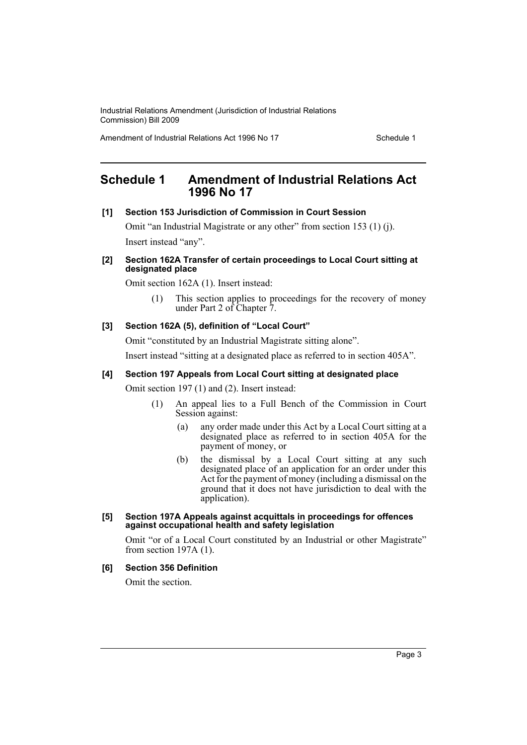# Schedule 1 Amendment of Industrial Relations Act 1996 No 17

**[1] Section 153 Jurisdiction of Commission in Court Session**

Omit "an Industrial Magistrate or any other" from section 153 (1) (j).

Insert instead "any".

**[2] Section 162A Transfer of certain proceedings to Local Court sitting at designated place**

Omit section 162A (1). Insert instead:

> (1) This section applies to proceedings for the recovery of money under Part 2 of Chapter 7.

**[3] Section 162A (5), definition of "Local Court"**

Omit "constituted by an Industrial Magistrate sitting alone".

Insert instead "sitting at a designated place as referred to in section 405A".

**[4] Section 197 Appeals from Local Court sitting at designated place**

Omit section 197 (1) and (2). Insert instead:

> (1) An appeal lies to a Full Bench of the Commission in Court Session against:
>
> (a) any order made under this Act by a Local Court sitting at a designated place as referred to in section 405A for the payment of money, or
>
> (b) the dismissal by a Local Court sitting at any such designated place of an application for an order under this Act for the payment of money (including a dismissal on the ground that it does not have jurisdiction to deal with the application).

**[5] Section 197A Appeals against acquittals in proceedings for offences against occupational health and safety legislation**

Omit "or of a Local Court constituted by an Industrial or other Magistrate" from section 197A (1).

**[6] Section 356 Definition**

Omit the section.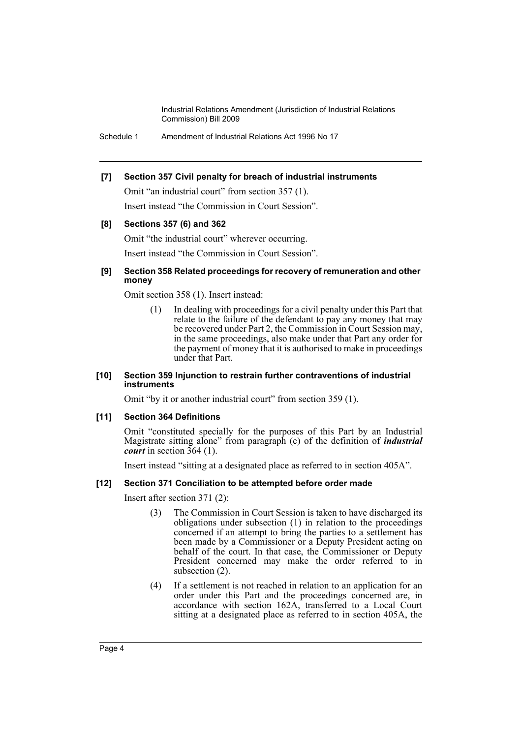**[7] Section 357 Civil penalty for breach of industrial instruments**

Omit "an industrial court" from section 357 (1).

Insert instead "the Commission in Court Session".

**[8] Sections 357 (6) and 362**

Omit "the industrial court" wherever occurring.

Insert instead "the Commission in Court Session".

**[9] Section 358 Related proceedings for recovery of remuneration and other money**

Omit section 358 (1). Insert instead:

> (1) In dealing with proceedings for a civil penalty under this Part that relate to the failure of the defendant to pay any money that may be recovered under Part 2, the Commission in Court Session may, in the same proceedings, also make under that Part any order for the payment of money that it is authorised to make in proceedings under that Part.

**[10] Section 359 Injunction to restrain further contraventions of industrial instruments**

Omit "by it or another industrial court" from section 359 (1).

**[11] Section 364 Definitions**

Omit "constituted specially for the purposes of this Part by an Industrial Magistrate sitting alone" from paragraph (c) of the definition of ***industrial court*** in section 364 (1).

Insert instead "sitting at a designated place as referred to in section 405A".

**[12] Section 371 Conciliation to be attempted before order made**

Insert after section 371 (2):

> (3) The Commission in Court Session is taken to have discharged its obligations under subsection (1) in relation to the proceedings concerned if an attempt to bring the parties to a settlement has been made by a Commissioner or a Deputy President acting on behalf of the court. In that case, the Commissioner or Deputy President concerned may make the order referred to in subsection (2).
>
> (4) If a settlement is not reached in relation to an application for an order under this Part and the proceedings concerned are, in accordance with section 162A, transferred to a Local Court sitting at a designated place as referred to in section 405A, the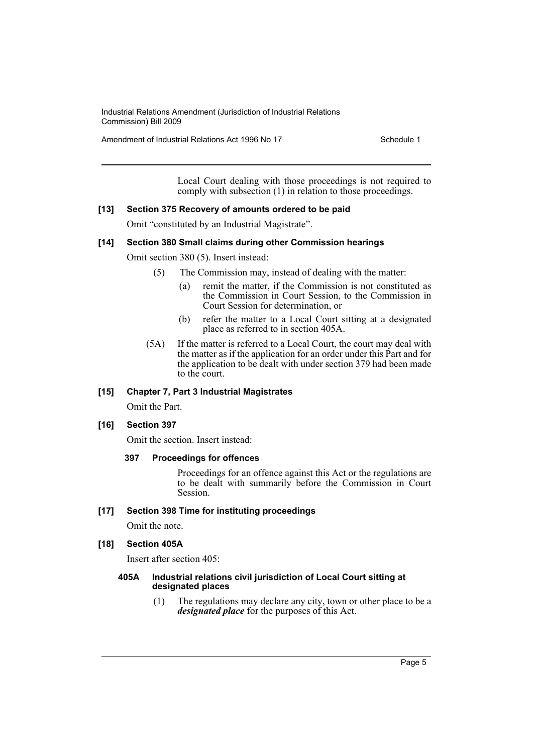Local Court dealing with those proceedings is not required to comply with subsection (1) in relation to those proceedings.

**[13] Section 375 Recovery of amounts ordered to be paid**

Omit "constituted by an Industrial Magistrate".

**[14] Section 380 Small claims during other Commission hearings**

Omit section 380 (5). Insert instead:

(5) The Commission may, instead of dealing with the matter:

(a) remit the matter, if the Commission is not constituted as the Commission in Court Session, to the Commission in Court Session for determination, or

(b) refer the matter to a Local Court sitting at a designated place as referred to in section 405A.

(5A) If the matter is referred to a Local Court, the court may deal with the matter as if the application for an order under this Part and for the application to be dealt with under section 379 had been made to the court.

**[15] Chapter 7, Part 3 Industrial Magistrates**

Omit the Part.

**[16] Section 397**

Omit the section. Insert instead:

**397 Proceedings for offences**

Proceedings for an offence against this Act or the regulations are to be dealt with summarily before the Commission in Court Session.

**[17] Section 398 Time for instituting proceedings**

Omit the note.

**[18] Section 405A**

Insert after section 405:

**405A Industrial relations civil jurisdiction of Local Court sitting at designated places**

(1) The regulations may declare any city, town or other place to be a ***designated place*** for the purposes of this Act.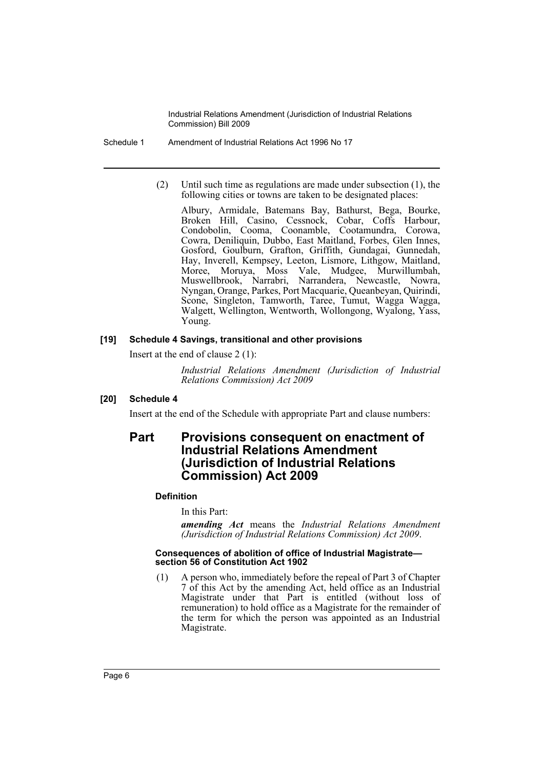(2) Until such time as regulations are made under subsection (1), the following cities or towns are taken to be designated places:

Albury, Armidale, Batemans Bay, Bathurst, Bega, Bourke, Broken Hill, Casino, Cessnock, Cobar, Coffs Harbour, Condobolin, Cooma, Coonamble, Cootamundra, Corowa, Cowra, Deniliquin, Dubbo, East Maitland, Forbes, Glen Innes, Gosford, Goulburn, Grafton, Griffith, Gundagai, Gunnedah, Hay, Inverell, Kempsey, Leeton, Lismore, Lithgow, Maitland, Moree, Moruya, Moss Vale, Mudgee, Murwillumbah, Muswellbrook, Narrabri, Narrandera, Newcastle, Nowra, Nyngan, Orange, Parkes, Port Macquarie, Queanbeyan, Quirindi, Scone, Singleton, Tamworth, Taree, Tumut, Wagga Wagga, Walgett, Wellington, Wentworth, Wollongong, Wyalong, Yass, Young.

#### [19] Schedule 4 Savings, transitional and other provisions

Insert at the end of clause 2 (1):

*Industrial Relations Amendment (Jurisdiction of Industrial Relations Commission) Act 2009*

#### [20] Schedule 4

Insert at the end of the Schedule with appropriate Part and clause numbers:

## Part Provisions consequent on enactment of Industrial Relations Amendment (Jurisdiction of Industrial Relations Commission) Act 2009

#### Definition

In this Part:

***amending Act*** means the *Industrial Relations Amendment (Jurisdiction of Industrial Relations Commission) Act 2009*.

#### Consequences of abolition of office of Industrial Magistrate—section 56 of Constitution Act 1902

(1) A person who, immediately before the repeal of Part 3 of Chapter 7 of this Act by the amending Act, held office as an Industrial Magistrate under that Part is entitled (without loss of remuneration) to hold office as a Magistrate for the remainder of the term for which the person was appointed as an Industrial Magistrate.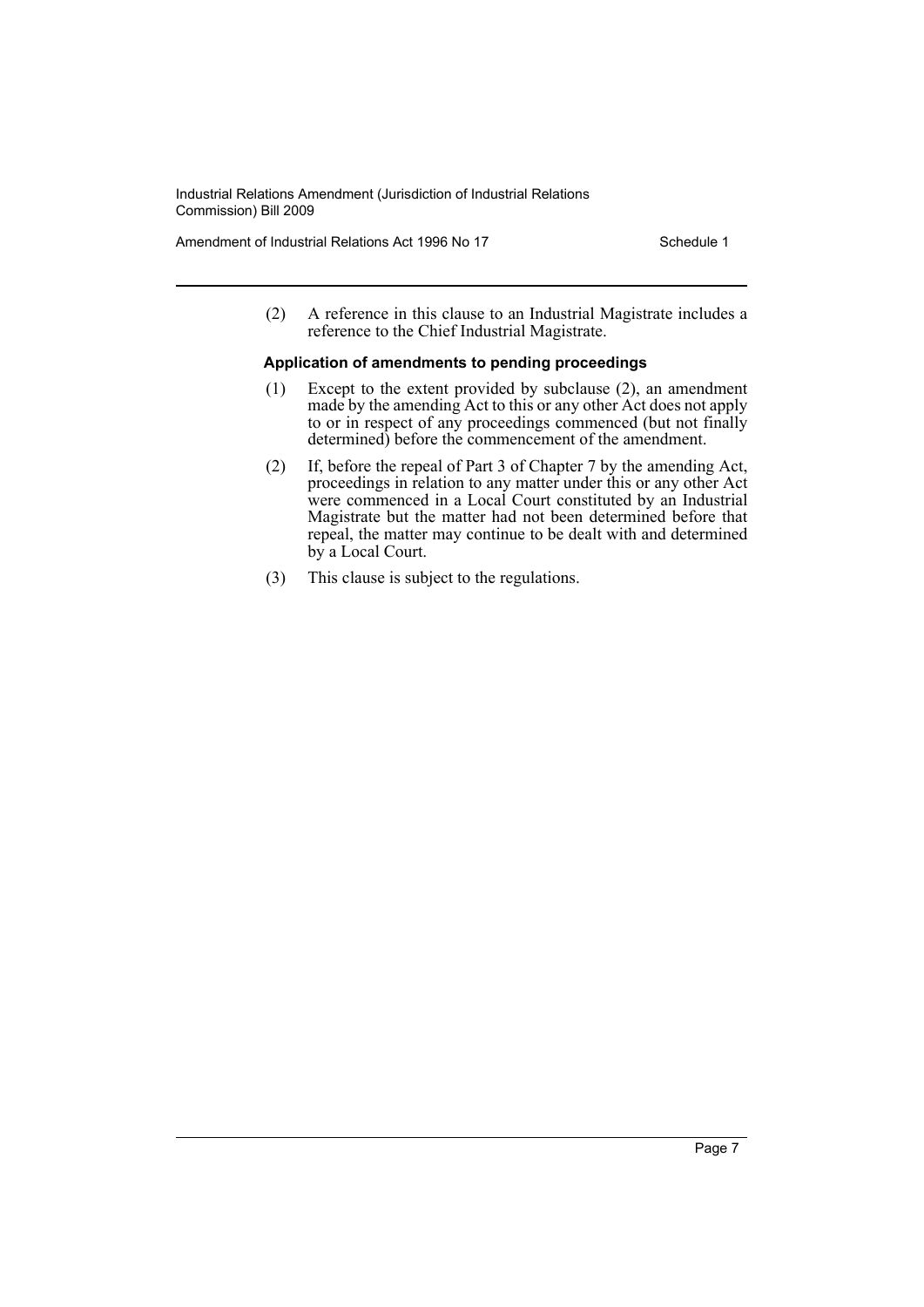(2) A reference in this clause to an Industrial Magistrate includes a reference to the Chief Industrial Magistrate.

**Application of amendments to pending proceedings**

(1) Except to the extent provided by subclause (2), an amendment made by the amending Act to this or any other Act does not apply to or in respect of any proceedings commenced (but not finally determined) before the commencement of the amendment.

(2) If, before the repeal of Part 3 of Chapter 7 by the amending Act, proceedings in relation to any matter under this or any other Act were commenced in a Local Court constituted by an Industrial Magistrate but the matter had not been determined before that repeal, the matter may continue to be dealt with and determined by a Local Court.

(3) This clause is subject to the regulations.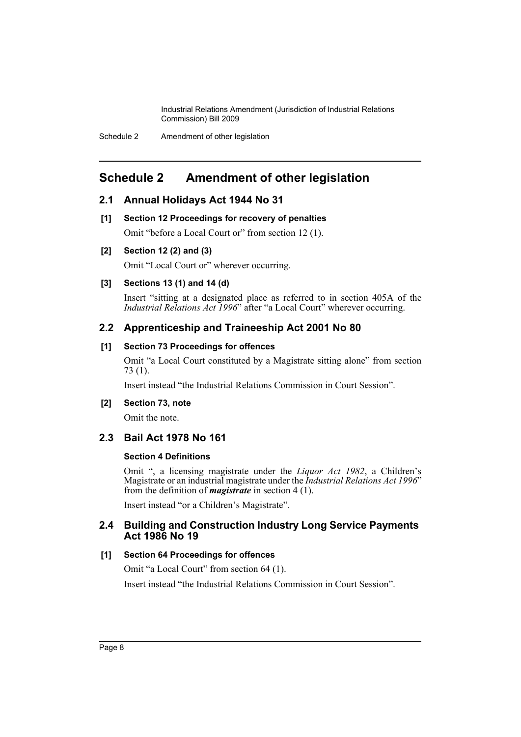# Schedule 2 Amendment of other legislation

## 2.1 Annual Holidays Act 1944 No 31

### [1] Section 12 Proceedings for recovery of penalties

Omit "before a Local Court or" from section 12 (1).

### [2] Section 12 (2) and (3)

Omit "Local Court or" wherever occurring.

### [3] Sections 13 (1) and 14 (d)

Insert "sitting at a designated place as referred to in section 405A of the *Industrial Relations Act 1996*" after "a Local Court" wherever occurring.

## 2.2 Apprenticeship and Traineeship Act 2001 No 80

### [1] Section 73 Proceedings for offences

Omit "a Local Court constituted by a Magistrate sitting alone" from section 73 (1).

Insert instead "the Industrial Relations Commission in Court Session".

### [2] Section 73, note

Omit the note.

## 2.3 Bail Act 1978 No 161

### Section 4 Definitions

Omit ", a licensing magistrate under the *Liquor Act 1982*, a Children's Magistrate or an industrial magistrate under the *Industrial Relations Act 1996*" from the definition of ***magistrate*** in section 4 (1).

Insert instead "or a Children's Magistrate".

## 2.4 Building and Construction Industry Long Service Payments Act 1986 No 19

### [1] Section 64 Proceedings for offences

Omit "a Local Court" from section 64 (1).

Insert instead "the Industrial Relations Commission in Court Session".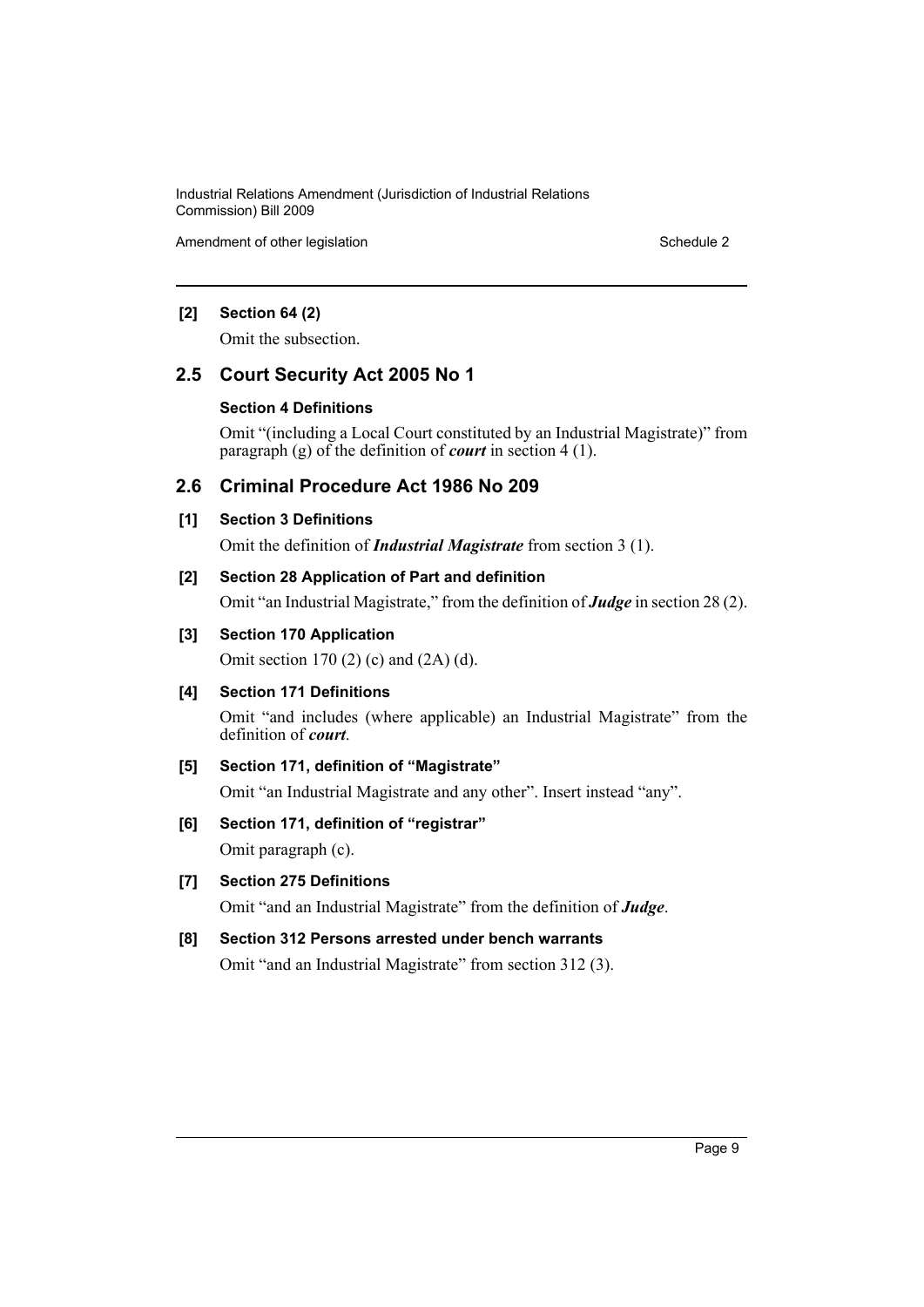**[2] Section 64 (2)**

Omit the subsection.

## 2.5 Court Security Act 2005 No 1

**Section 4 Definitions**

Omit "(including a Local Court constituted by an Industrial Magistrate)" from paragraph (g) of the definition of ***court*** in section 4 (1).

## 2.6 Criminal Procedure Act 1986 No 209

**[1] Section 3 Definitions**

Omit the definition of ***Industrial Magistrate*** from section 3 (1).

**[2] Section 28 Application of Part and definition**

Omit "an Industrial Magistrate," from the definition of ***Judge*** in section 28 (2).

**[3] Section 170 Application**

Omit section 170 (2) (c) and (2A) (d).

**[4] Section 171 Definitions**

Omit "and includes (where applicable) an Industrial Magistrate" from the definition of ***court***.

**[5] Section 171, definition of "Magistrate"**

Omit "an Industrial Magistrate and any other". Insert instead "any".

**[6] Section 171, definition of "registrar"**

Omit paragraph (c).

**[7] Section 275 Definitions**

Omit "and an Industrial Magistrate" from the definition of ***Judge***.

**[8] Section 312 Persons arrested under bench warrants**

Omit "and an Industrial Magistrate" from section 312 (3).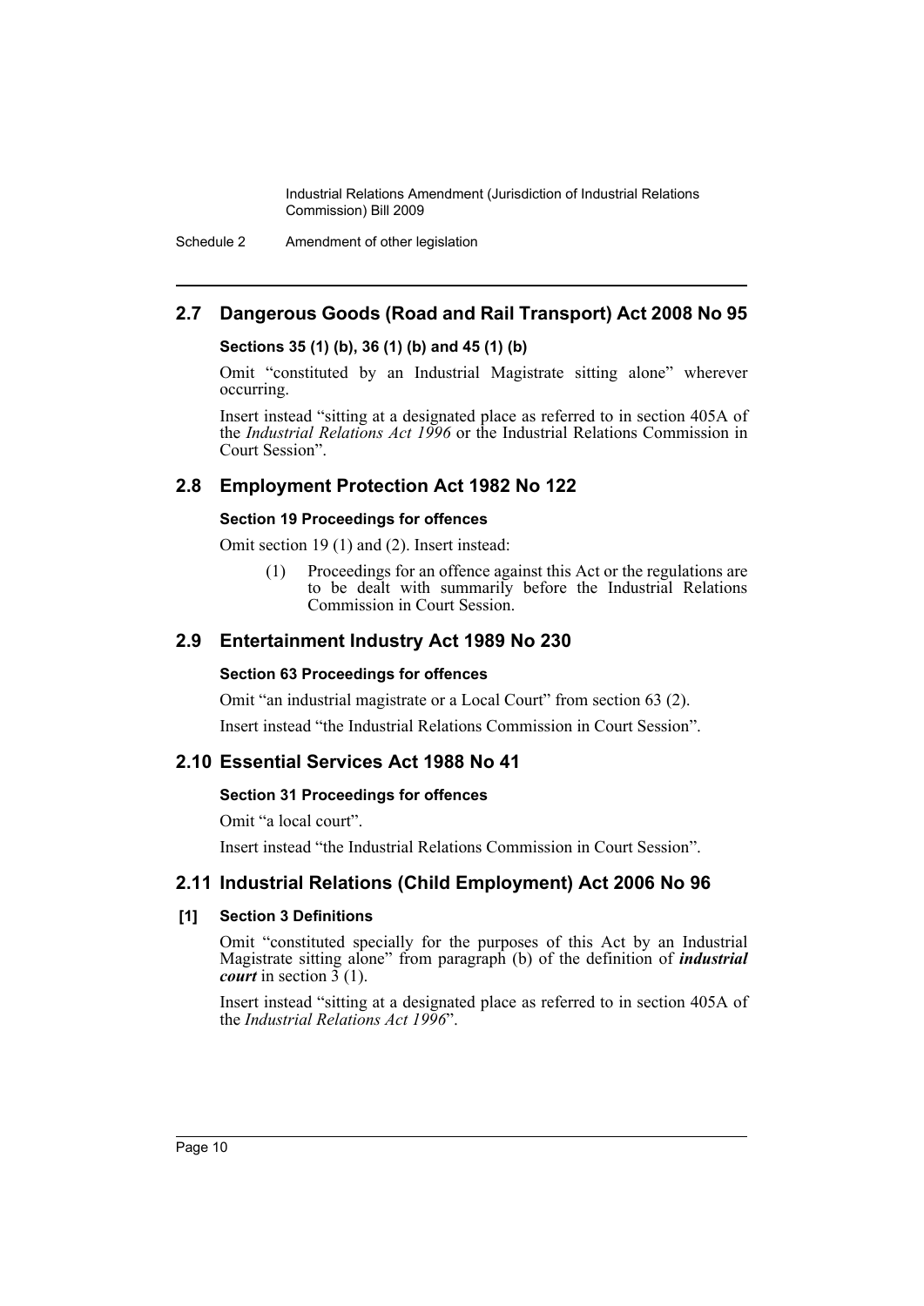## 2.7 Dangerous Goods (Road and Rail Transport) Act 2008 No 95

### Sections 35 (1) (b), 36 (1) (b) and 45 (1) (b)

Omit "constituted by an Industrial Magistrate sitting alone" wherever occurring.

Insert instead "sitting at a designated place as referred to in section 405A of the *Industrial Relations Act 1996* or the Industrial Relations Commission in Court Session".

## 2.8 Employment Protection Act 1982 No 122

### Section 19 Proceedings for offences

Omit section 19 (1) and (2). Insert instead:

> (1) Proceedings for an offence against this Act or the regulations are to be dealt with summarily before the Industrial Relations Commission in Court Session.

## 2.9 Entertainment Industry Act 1989 No 230

### Section 63 Proceedings for offences

Omit "an industrial magistrate or a Local Court" from section 63 (2).

Insert instead "the Industrial Relations Commission in Court Session".

## 2.10 Essential Services Act 1988 No 41

### Section 31 Proceedings for offences

Omit "a local court".

Insert instead "the Industrial Relations Commission in Court Session".

## 2.11 Industrial Relations (Child Employment) Act 2006 No 96

### [1] Section 3 Definitions

Omit "constituted specially for the purposes of this Act by an Industrial Magistrate sitting alone" from paragraph (b) of the definition of ***industrial court*** in section 3 (1).

Insert instead "sitting at a designated place as referred to in section 405A of the *Industrial Relations Act 1996*".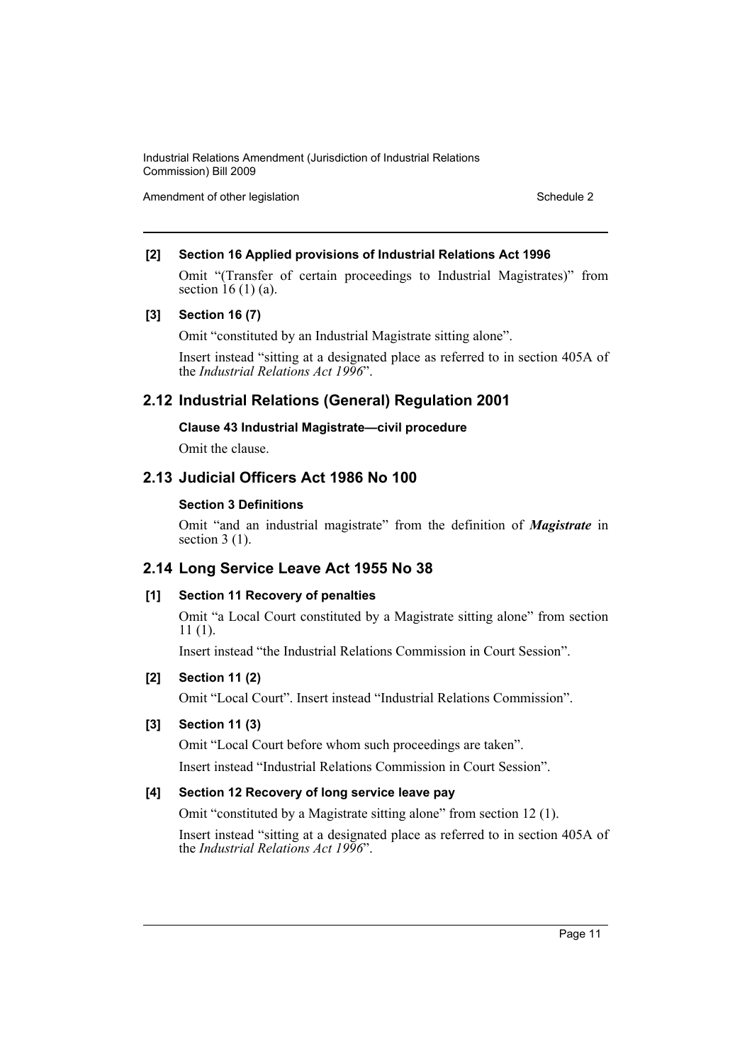**[2] Section 16 Applied provisions of Industrial Relations Act 1996**

Omit "(Transfer of certain proceedings to Industrial Magistrates)" from section 16 (1) (a).

**[3] Section 16 (7)**

Omit "constituted by an Industrial Magistrate sitting alone".

Insert instead "sitting at a designated place as referred to in section 405A of the *Industrial Relations Act 1996*".

## 2.12 Industrial Relations (General) Regulation 2001

**Clause 43 Industrial Magistrate—civil procedure**

Omit the clause.

## 2.13 Judicial Officers Act 1986 No 100

**Section 3 Definitions**

Omit "and an industrial magistrate" from the definition of ***Magistrate*** in section 3 (1).

## 2.14 Long Service Leave Act 1955 No 38

**[1] Section 11 Recovery of penalties**

Omit "a Local Court constituted by a Magistrate sitting alone" from section 11 (1).

Insert instead "the Industrial Relations Commission in Court Session".

**[2] Section 11 (2)**

Omit "Local Court". Insert instead "Industrial Relations Commission".

**[3] Section 11 (3)**

Omit "Local Court before whom such proceedings are taken".

Insert instead "Industrial Relations Commission in Court Session".

**[4] Section 12 Recovery of long service leave pay**

Omit "constituted by a Magistrate sitting alone" from section 12 (1).

Insert instead "sitting at a designated place as referred to in section 405A of the *Industrial Relations Act 1996*".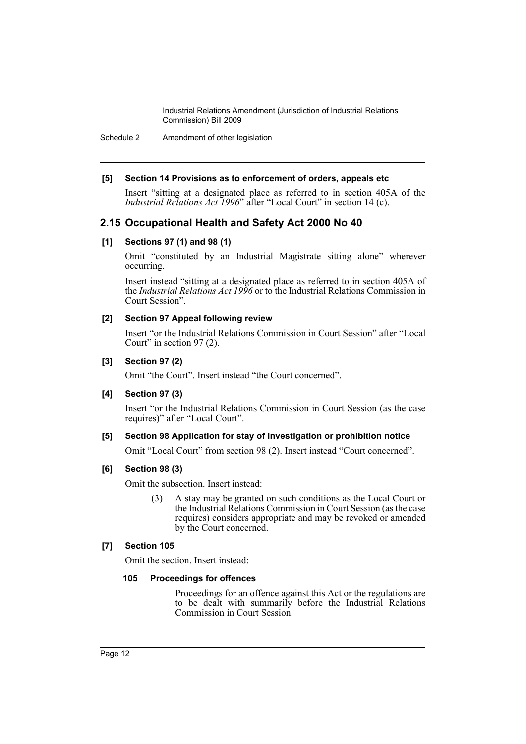**[5] Section 14 Provisions as to enforcement of orders, appeals etc**

Insert "sitting at a designated place as referred to in section 405A of the *Industrial Relations Act 1996*" after "Local Court" in section 14 (c).

## 2.15 Occupational Health and Safety Act 2000 No 40

**[1] Sections 97 (1) and 98 (1)**

Omit "constituted by an Industrial Magistrate sitting alone" wherever occurring.

Insert instead "sitting at a designated place as referred to in section 405A of the *Industrial Relations Act 1996* or to the Industrial Relations Commission in Court Session".

**[2] Section 97 Appeal following review**

Insert "or the Industrial Relations Commission in Court Session" after "Local Court" in section 97 (2).

**[3] Section 97 (2)**

Omit "the Court". Insert instead "the Court concerned".

**[4] Section 97 (3)**

Insert "or the Industrial Relations Commission in Court Session (as the case requires)" after "Local Court".

**[5] Section 98 Application for stay of investigation or prohibition notice**

Omit "Local Court" from section 98 (2). Insert instead "Court concerned".

**[6] Section 98 (3)**

Omit the subsection. Insert instead:

> (3) A stay may be granted on such conditions as the Local Court or the Industrial Relations Commission in Court Session (as the case requires) considers appropriate and may be revoked or amended by the Court concerned.

**[7] Section 105**

Omit the section. Insert instead:

> **105 Proceedings for offences**
>
> Proceedings for an offence against this Act or the regulations are to be dealt with summarily before the Industrial Relations Commission in Court Session.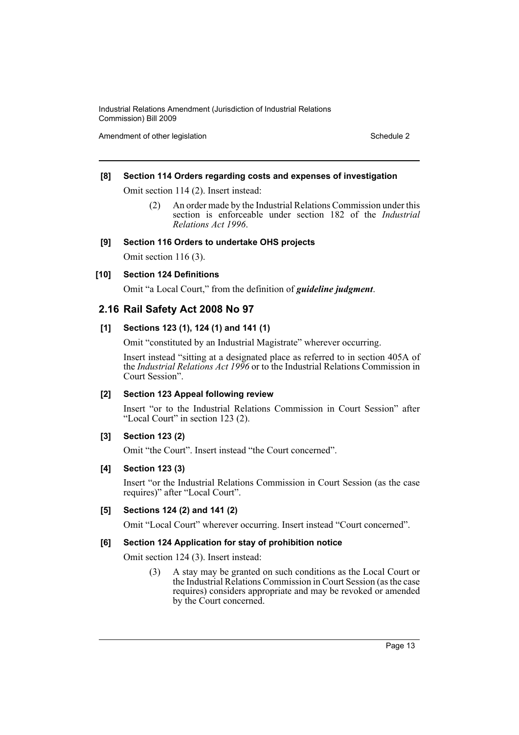**[8] Section 114 Orders regarding costs and expenses of investigation**

Omit section 114 (2). Insert instead:

> (2) An order made by the Industrial Relations Commission under this section is enforceable under section 182 of the *Industrial Relations Act 1996*.

**[9] Section 116 Orders to undertake OHS projects**

Omit section 116 (3).

**[10] Section 124 Definitions**

Omit "a Local Court," from the definition of ***guideline judgment***.

## 2.16 Rail Safety Act 2008 No 97

**[1] Sections 123 (1), 124 (1) and 141 (1)**

Omit "constituted by an Industrial Magistrate" wherever occurring.

Insert instead "sitting at a designated place as referred to in section 405A of the *Industrial Relations Act 1996* or to the Industrial Relations Commission in Court Session".

**[2] Section 123 Appeal following review**

Insert "or to the Industrial Relations Commission in Court Session" after "Local Court" in section 123 (2).

**[3] Section 123 (2)**

Omit "the Court". Insert instead "the Court concerned".

**[4] Section 123 (3)**

Insert "or the Industrial Relations Commission in Court Session (as the case requires)" after "Local Court".

**[5] Sections 124 (2) and 141 (2)**

Omit "Local Court" wherever occurring. Insert instead "Court concerned".

**[6] Section 124 Application for stay of prohibition notice**

Omit section 124 (3). Insert instead:

> (3) A stay may be granted on such conditions as the Local Court or the Industrial Relations Commission in Court Session (as the case requires) considers appropriate and may be revoked or amended by the Court concerned.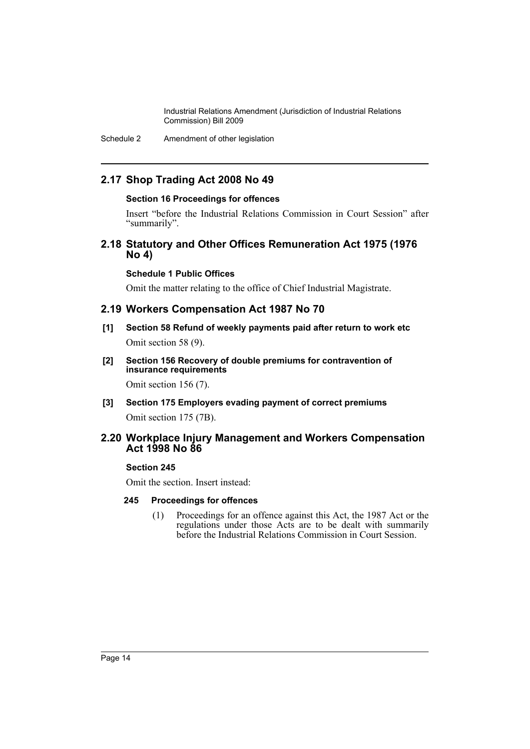## 2.17 Shop Trading Act 2008 No 49

**Section 16 Proceedings for offences**

Insert "before the Industrial Relations Commission in Court Session" after "summarily".

## 2.18 Statutory and Other Offices Remuneration Act 1975 (1976 No 4)

**Schedule 1 Public Offices**

Omit the matter relating to the office of Chief Industrial Magistrate.

## 2.19 Workers Compensation Act 1987 No 70

**[1] Section 58 Refund of weekly payments paid after return to work etc**

Omit section 58 (9).

**[2] Section 156 Recovery of double premiums for contravention of insurance requirements**

Omit section 156 (7).

**[3] Section 175 Employers evading payment of correct premiums**

Omit section 175 (7B).

## 2.20 Workplace Injury Management and Workers Compensation Act 1998 No 86

**Section 245**

Omit the section. Insert instead:

**245 Proceedings for offences**

(1) Proceedings for an offence against this Act, the 1987 Act or the regulations under those Acts are to be dealt with summarily before the Industrial Relations Commission in Court Session.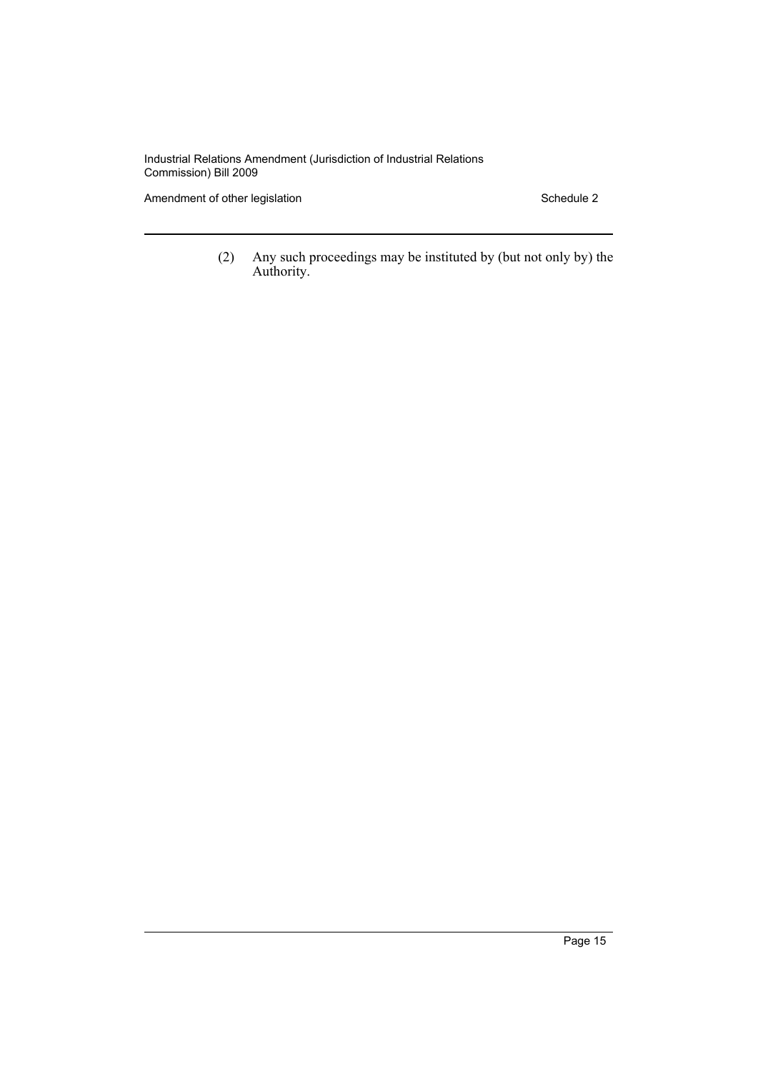(2) Any such proceedings may be instituted by (but not only by) the Authority.